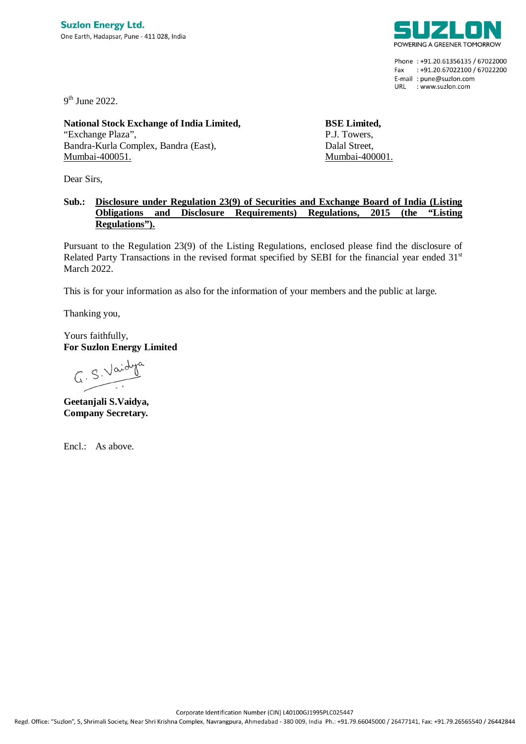**Suzlon Energy Ltd.**
One Earth, Hadapsar, Pune - 411 028, India

SUZLON
POWERING A GREENER TOMORROW

Phone : +91.20.61356135 / 67022000
Fax : +91.20.67022100 / 67022200
E-mail : pune@suzlon.com
URL : www.suzlon.com

9th June 2022.

**National Stock Exchange of India Limited,**
"Exchange Plaza",
Bandra-Kurla Complex, Bandra (East),
Mumbai-400051.

**BSE Limited,**
P.J. Towers,
Dalal Street,
Mumbai-400001.

Dear Sirs,

**Sub.: Disclosure under Regulation 23(9) of Securities and Exchange Board of India (Listing Obligations and Disclosure Requirements) Regulations, 2015 (the "Listing Regulations").**

Pursuant to the Regulation 23(9) of the Listing Regulations, enclosed please find the disclosure of Related Party Transactions in the revised format specified by SEBI for the financial year ended 31st March 2022.

This is for your information as also for the information of your members and the public at large.

Thanking you,

Yours faithfully,
**For Suzlon Energy Limited**

G. S. Vaidya

**Geetanjali S.Vaidya,**
**Company Secretary.**

Encl.: As above.

Corporate Identification Number (CIN) L40100GJ1995PLC025447
Regd. Office: "Suzlon", 5, Shrimali Society, Near Shri Krishna Complex, Navrangpura, Ahmedabad - 380 009, India Ph.: +91.79.66045000 / 26477141, Fax: +91.79.26565540 / 26442844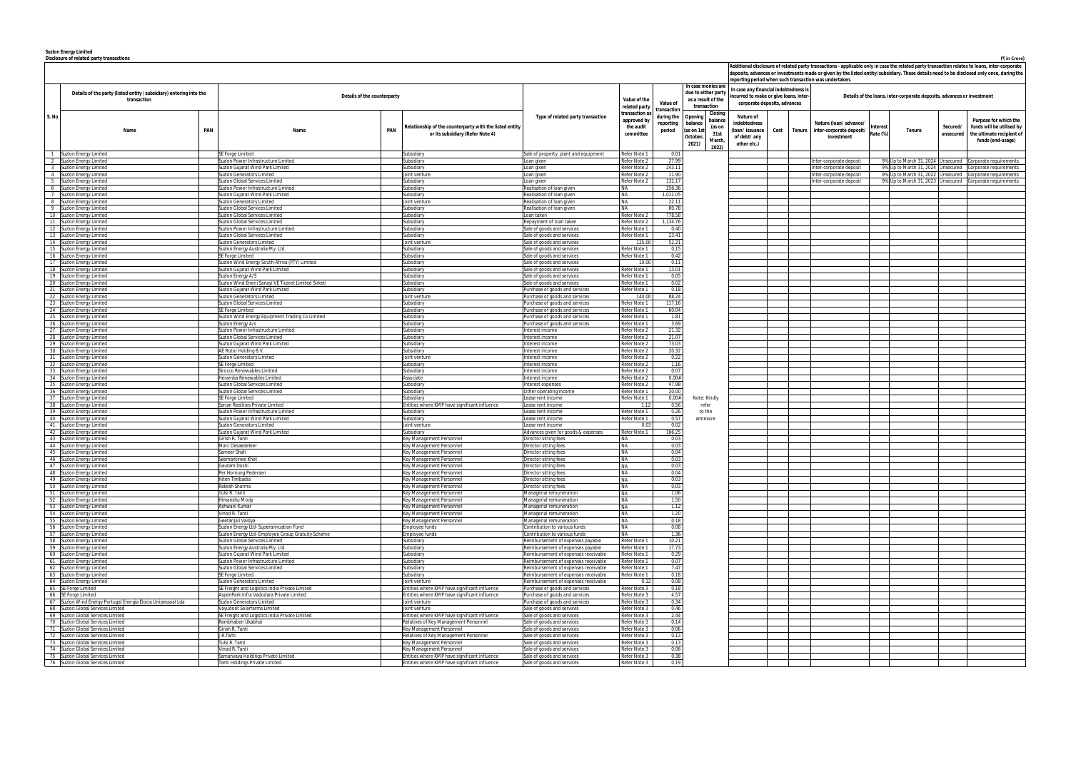**Suzlon Energy Limited**

**Disclosure of related party transactions**

(₹ in Crore)

| S. No | Details of the party (listed entity / subsidiary) entering into the transaction | | Details of the counterparty | | | Type of related party transaction | Value of the related party transaction as approved by the audit committee | Value of transaction during the reporting period | In case monies are due to either party as a result of the transaction | | Additional disclosure of related party transactions - applicable only in case the related party transaction relates to loans, inter-corporate deposits, advances or investments made or given by the listed entity/subsidiary. These details need to be disclosed only once, during the reporting period when such transaction was undertaken. In case any financial indebtedness is incurred to make or give loans, inter-corporate deposits, advances or investments | | | Details of the loans, inter-corporate deposits, advances or investment | | | | |
|---|---|---|---|---|---|---|---|---|---|---|---|---|---|---|---|---|---|---|
| | Name | PAN | Name | PAN | Relationship of the counterparty with the listed entity or its subsidiary (Refer Note 4) | | | | Opening balance (as on 1st October, 2021) | Closing balance (as on 31st March, 2022) | Nature of indebtedness (loan/ issuance of debt/ any other etc.) | Cost | Tenure | Nature (loan/ advance/ inter-corporate deposit/ investment | Interest Rate (%) | Tenure | Secured/ unsecured | Purpose for which the funds will be utilised by the ultimate recipient of funds (end-usage) |
| 1 | Suzlon Energy Limited | | SE Forge Limited | | Subsidiary | Sale of property, plant and equipment | Refer Note 1 | 0.01 | Note: Kindly refer to the annexure | | | | | | | | | |
| 2 | Suzlon Energy Limited | | Suzlon Power Infrastructure Limited | | Subsidiary | Loan given | Refer Note 2 | 27.99 | | | | | | Inter-corporate deposit | 9% | Up to March 31, 2024 | Unsecured | Corporate requirements |
| 3 | Suzlon Energy Limited | | Suzlon Gujarat Wind Park Limited | | Subsidiary | Loan given | Refer Note 2 | 243.11 | | | | | | Inter-corporate deposit | 9% | Up to March 31, 2024 | Unsecured | Corporate requirements |
| 4 | Suzlon Energy Limited | | Suzlon Generators Limited | | Joint venture | Loan given | Refer Note 2 | 11.90 | | | | | | Inter-corporate deposit | 9% | Up to March 31, 2022 | Unsecured | Corporate requirements |
| 5 | Suzlon Energy Limited | | Suzlon Global Services Limited | | Subsidiary | Loan given | Refer Note 2 | 132.17 | | | | | | Inter-corporate deposit | 9% | Up to March 31, 2023 | Unsecured | Corporate requirements |
| 6 | Suzlon Energy Limited | | Suzlon Power Infrastructure Limited | | Subsidiary | Realisation of loan given | NA | 256.36 | | | | | | | | | | |
| 7 | Suzlon Energy Limited | | Suzlon Gujarat Wind Park Limited | | Subsidiary | Realisation of loan given | NA | 1,012.05 | | | | | | | | | | |
| 8 | Suzlon Energy Limited | | Suzlon Generators Limited | | Joint venture | Realisation of loan given | NA | 22.11 | | | | | | | | | | |
| 9 | Suzlon Energy Limited | | Suzlon Global Services Limited | | Subsidiary | Realisation of loan given | NA | 80.78 | | | | | | | | | | |
| 10 | Suzlon Energy Limited | | Suzlon Global Services Limited | | Subsidiary | Loan taken | Refer Note 2 | 778.58 | | | | | | | | | | |
| 11 | Suzlon Energy Limited | | Suzlon Global Services Limited | | Subsidiary | Repayment of loan taken | Refer Note 2 | 1,134.76 | | | | | | | | | | |
| 12 | Suzlon Energy Limited | | Suzlon Power Infrastructure Limited | | Subsidiary | Sale of goods and services | Refer Note 1 | 0.40 | | | | | | | | | | |
| 13 | Suzlon Energy Limited | | Suzlon Global Services Limited | | Subsidiary | Sale of goods and services | Refer Note 1 | 23.41 | | | | | | | | | | |
| 14 | Suzlon Energy Limited | | Suzlon Generators Limited | | Joint venture | Sale of goods and services | 125.00 | 52.21 | | | | | | | | | | |
| 15 | Suzlon Energy Limited | | Suzlon Energy Australia Pty. Ltd. | | Subsidiary | Sale of goods and services | Refer Note 1 | 0.15 | | | | | | | | | | |
| 16 | Suzlon Energy Limited | | SE Forge Limited | | Subsidiary | Sale of goods and services | Refer Note 1 | 0.42 | | | | | | | | | | |
| 17 | Suzlon Energy Limited | | Suzlon Wind Energy South Africa (PTY) Limited | | Subsidiary | Sale of goods and services | 10.00 | 0.11 | | | | | | | | | | |
| 18 | Suzlon Energy Limited | | Suzlon Gujarat Wind Park Limited | | Subsidiary | Sale of goods and services | Refer Note 1 | 13.01 | | | | | | | | | | |
| 19 | Suzlon Energy Limited | | Suzlon Energy A/S | | Subsidiary | Sale of goods and services | Refer Note 1 | 0.05 | | | | | | | | | | |
| 20 | Suzlon Energy Limited | | Suzlon Wind Enerji Sanayi VE Ticaret Limited Sirketi | | Subsidiary | Sale of goods and services | Refer Note 1 | 0.02 | | | | | | | | | | |
| 21 | Suzlon Energy Limited | | Suzlon Gujarat Wind Park Limited | | Subsidiary | Purchase of goods and services | Refer Note 1 | 0.18 | | | | | | | | | | |
| 22 | Suzlon Energy Limited | | Suzlon Generators Limited | | Joint venture | Purchase of goods and services | 140.00 | 88.24 | | | | | | | | | | |
| 23 | Suzlon Energy Limited | | Suzlon Global Services Limited | | Subsidiary | Purchase of goods and services | Refer Note 1 | 117.16 | | | | | | | | | | |
| 24 | Suzlon Energy Limited | | SE Forge Limited | | Subsidiary | Purchase of goods and services | Refer Note 1 | 60.04 | | | | | | | | | | |
| 25 | Suzlon Energy Limited | | Suzlon Wind Energy Equipment Trading Co Limited | | Subsidiary | Purchase of goods and services | Refer Note 1 | 1.81 | | | | | | | | | | |
| 26 | Suzlon Energy Limited | | Suzlon Energy A/s | | Subsidiary | Purchase of goods and services | Refer Note 1 | 3.69 | | | | | | | | | | |
| 27 | Suzlon Energy Limited | | Suzlon Power Infrastructure Limited | | Subsidiary | Interest income | Refer Note 2 | 21.32 | | | | | | | | | | |
| 28 | Suzlon Energy Limited | | Suzlon Global Services Limited | | Subsidiary | Interest income | Refer Note 2 | 21.07 | | | | | | | | | | |
| 29 | Suzlon Energy Limited | | Suzlon Gujarat Wind Park Limited | | Subsidiary | Interest income | Refer Note 2 | 73.03 | | | | | | | | | | |
| 30 | Suzlon Energy Limited | | AE Rotor Holding B.V. | | Subsidiary | Interest income | Refer Note 2 | 20.32 | | | | | | | | | | |
| 31 | Suzlon Energy Limited | | Suzlon Generators Limited | | Joint venture | Interest income | Refer Note 2 | 0.22 | | | | | | | | | | |
| 32 | Suzlon Energy Limited | | SE Forge Limited | | Subsidiary | Interest income | Refer Note 2 | 1.16 | | | | | | | | | | |
| 33 | Suzlon Energy Limited | | Sirocco Renewables Limited | | Subsidiary | Interest income | Refer Note 2 | 0.07 | | | | | | | | | | |
| 34 | Suzlon Energy Limited | | Heramba Renewables Limited | | Associate | Interest income | Refer Note 2 | 0.00# | | | | | | | | | | |
| 35 | Suzlon Energy Limited | | Suzlon Global Services Limited | | Subsidiary | Interest expenses | Refer Note 2 | 47.98 | | | | | | | | | | |
| 36 | Suzlon Energy Limited | | Suzlon Global Services Limited | | Subsidiary | Other operating income | Refer Note 1 | 20.00 | | | | | | | | | | |
| 37 | Suzlon Energy Limited | | SE Forge Limited | | Subsidiary | Lease rent income | Refer Note 1 | 0.00# | | | | | | | | | | |
| 38 | Suzlon Energy Limited | | Sarjan Realities Private Limited | | Entities where KMP have significant influence | Lease rent income | 1.12 | 0.56 | | | | | | | | | | |
| 39 | Suzlon Energy Limited | | Suzlon Power Infrastructure Limited | | Subsidiary | Lease rent income | Refer Note 1 | 0.26 | | | | | | | | | | |
| 40 | Suzlon Energy Limited | | Suzlon Gujarat Wind Park Limited | | Subsidiary | Lease rent income | Refer Note 1 | 0.57 | | | | | | | | | | |
| 41 | Suzlon Energy Limited | | Suzlon Generators Limited | | Joint venture | Lease rent income | 0.03 | 0.02 | | | | | | | | | | |
| 42 | Suzlon Energy Limited | | Suzlon Gujarat Wind Park Limited | | Subsidiary | Advances given for goods & expenses | Refer Note 1 | 166.25 | | | | | | | | | | |
| 43 | Suzlon Energy Limited | | Girish R. Tanti | | Key Management Personnel | Director sitting fees | NA | 0.03 | | | | | | | | | | |
| 44 | Suzlon Energy Limited | | Marc Desaedeleer | | Key Management Personnel | Director sitting fees | NA | 0.03 | | | | | | | | | | |
| 45 | Suzlon Energy Limited | | Sameer Shah | | Key Management Personnel | Director sitting fees | NA | 0.04 | | | | | | | | | | |
| 46 | Suzlon Energy Limited | | Seemantinee Khot | | Key Management Personnel | Director sitting fees | NA | 0.03 | | | | | | | | | | |
| 47 | Suzlon Energy Limited | | Gautam Doshi | | Key Management Personnel | Director sitting fees | NA | 0.03 | | | | | | | | | | |
| 48 | Suzlon Energy Limited | | Per Hornung Pedersen | | Key Management Personnel | Director sitting fees | NA | 0.04 | | | | | | | | | | |
| 49 | Suzlon Energy Limited | | Hiten Timbadia | | Key Management Personnel | Director sitting fees | NA | 0.03 | | | | | | | | | | |
| 50 | Suzlon Energy Limited | | Rakesh Sharma | | Key Management Personnel | Director sitting fees | NA | 0.03 | | | | | | | | | | |
| 51 | Suzlon Energy Limited | | Tulsi R. Tanti | | Key Management Personnel | Managerial remuneration | NA | 1.06 | | | | | | | | | | |
| 52 | Suzlon Energy Limited | | Himanshu Mody | | Key Management Personnel | Managerial remuneration | NA | 1.50 | | | | | | | | | | |
| 53 | Suzlon Energy Limited | | Ashwani Kumar | | Key Management Personnel | Managerial remuneration | NA | 1.12 | | | | | | | | | | |
| 54 | Suzlon Energy Limited | | Vinod R. Tanti | | Key Management Personnel | Managerial remuneration | NA | 1.20 | | | | | | | | | | |
| 55 | Suzlon Energy Limited | | Geetanjali Vaidya | | Key Management Personnel | Managerial remuneration | NA | 0.18 | | | | | | | | | | |
| 56 | Suzlon Energy Limited | | Suzlon Energy Ltd- Superannuation Fund | | Employee funds | Contribution to various funds | NA | 0.08 | | | | | | | | | | |
| 57 | Suzlon Energy Limited | | Suzlon Energy Ltd- Employee Group Gratuity Scheme | | Employee funds | Contribution to various funds | NA | 1.36 | | | | | | | | | | |
| 58 | Suzlon Energy Limited | | Suzlon Global Services Limited | | Subsidiary | Reimbursement of expenses payable | Refer Note 1 | 10.21 | | | | | | | | | | |
| 59 | Suzlon Energy Limited | | Suzlon Energy Australia Pty. Ltd. | | Subsidiary | Reimbursement of expenses payable | Refer Note 1 | 17.73 | | | | | | | | | | |
| 60 | Suzlon Energy Limited | | Suzlon Gujarat Wind Park Limited | | Subsidiary | Reimbursement of expenses receivable | Refer Note 1 | 0.29 | | | | | | | | | | |
| 61 | Suzlon Energy Limited | | Suzlon Power Infrastructure Limited | | Subsidiary | Reimbursement of expenses receivable | Refer Note 1 | 0.07 | | | | | | | | | | |
| 62 | Suzlon Energy Limited | | Suzlon Global Services Limited | | Subsidiary | Reimbursement of expenses receivable | Refer Note 1 | 7.47 | | | | | | | | | | |
| 63 | Suzlon Energy Limited | | SE Forge Limited | | Subsidiary | Reimbursement of expenses receivable | Refer Note 1 | 0.18 | | | | | | | | | | |
| 64 | Suzlon Energy Limited | | Suzlon Generators Limited | | Joint venture | Reimbursement of expenses receivable | 0.12 | 0.08 | | | | | | | | | | |
| 65 | SE Forge Limited | | SE Freight and Logistics India Private Limited | | Entities where KMP have significant influence | Purchase of goods and services | Refer Note 3 | 0.18 | | | | | | | | | | |
| 66 | SE Forge Limited | | AspenPark Infra Vadodara Private Limited | | Entities where KMP have significant influence | Purchase of goods and services | Refer Note 3 | 4.57 | | | | | | | | | | |
| 67 | Suzlon Wind Energy Portugal Energia Elocia Unipessoal Lda | | Suzlon Generators Limited | | Joint venture | Purchase of goods and services | Refer Note 3 | 0.34 | | | | | | | | | | |
| 68 | Suzlon Global Services Limited | | Vayudoot Solarfarms Limited | | Joint venture | Sale of goods and services | Refer Note 3 | 0.46 | | | | | | | | | | |
| 69 | Suzlon Global Services Limited | | SE Freight and Logistics India Private Limited | | Entities where KMP have significant influence | Sale of goods and services | Refer Note 3 | 2.44 | | | | | | | | | | |
| 70 | Suzlon Global Services Limited | | Rambhaben Ukabhai | | Relatives of Key Management Personnel | Sale of goods and services | Refer Note 3 | 0.14 | | | | | | | | | | |
| 71 | Suzlon Global Services Limited | | Girish R. Tanti | | Key Management Personnel | Sale of goods and services | Refer Note 3 | 0.06 | | | | | | | | | | |
| 72 | Suzlon Global Services Limited | | J.R.Tanti | | Relatives of Key Management Personnel | Sale of goods and services | Refer Note 3 | 0.13 | | | | | | | | | | |
| 73 | Suzlon Global Services Limited | | Tulsi R. Tanti | | Key Management Personnel | Sale of goods and services | Refer Note 3 | 0.13 | | | | | | | | | | |
| 74 | Suzlon Global Services Limited | | Vinod R. Tanti | | Key Management Personnel | Sale of goods and services | Refer Note 3 | 0.06 | | | | | | | | | | |
| 75 | Suzlon Global Services Limited | | Samanvaya Holdings Private Limited | | Entities where KMP have significant influence | Sale of goods and services | Refer Note 3 | 0.38 | | | | | | | | | | |
| 76 | Suzlon Global Services Limited | | Tanti Holdings Private Limited | | Entities where KMP have significant influence | Sale of goods and services | Refer Note 3 | 0.19 | | | | | | | | | | |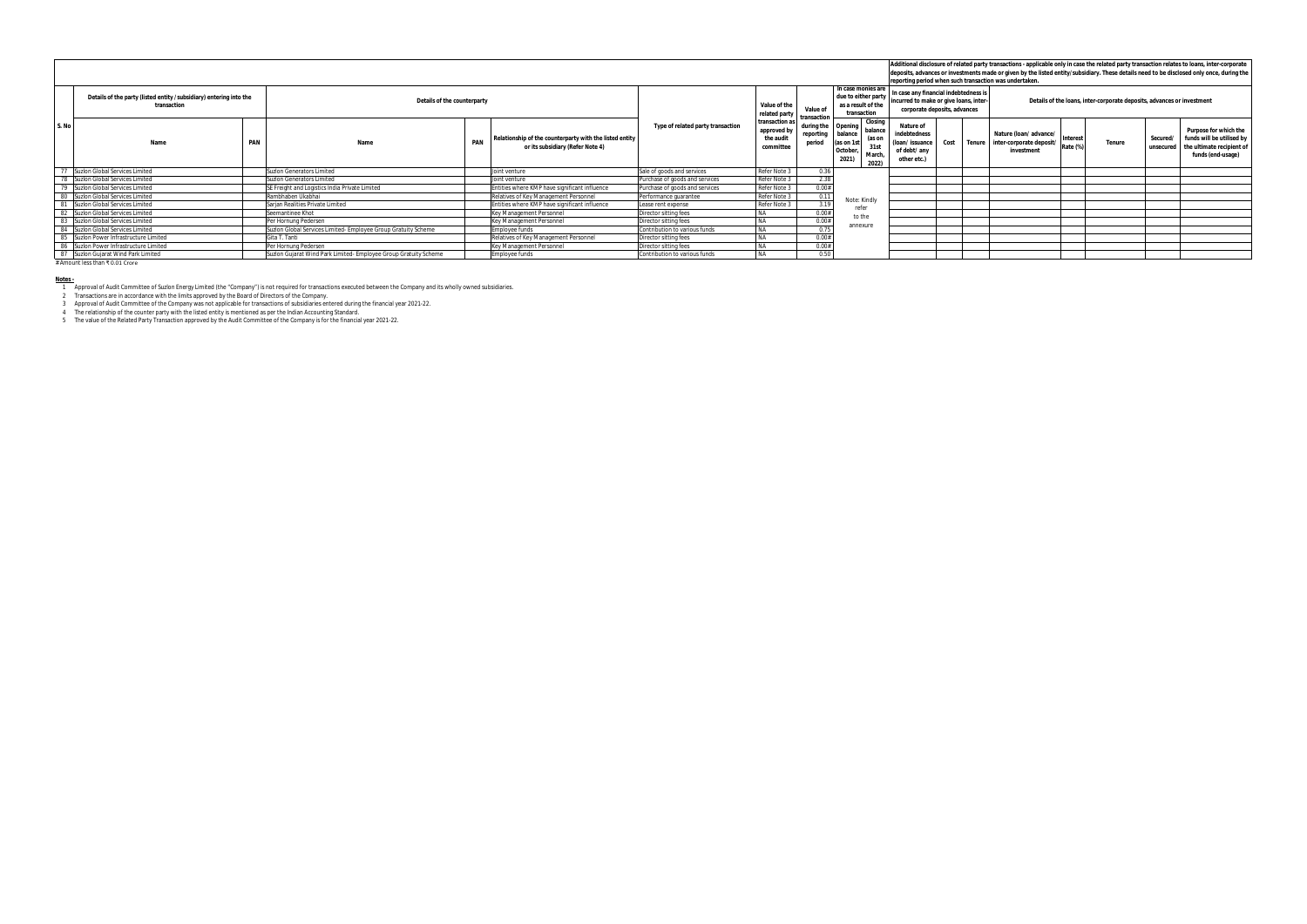| S. No | Details of the party (listed entity / subsidiary) entering into the transaction | | Details of the counterparty | | | Type of related party transaction | Value of the related party transaction as approved by the audit committee | Value of transaction during the reporting period | In case monies are due to either party as a result of the transaction | | Additional disclosure of related party transactions - applicable only in case the related party transaction relates to loans, inter-corporate deposits, advances or investments made or given by the listed entity/ subsidiary. These details need to be disclosed only once, during the reporting period when such transaction was undertaken. | | | | | | | |
|---|---|---|---|---|---|---|---|---|---|---|---|---|---|---|---|---|---|---|
| | | | | | | | | | | | In case any financial indebtedness is incurred to make or give loans, inter-corporate deposits, advances | | | Details of the loans, inter-corporate deposits, advances or investment | | | | |
| | Name | PAN | Name | PAN | Relationship of the counterparty with the listed entity or its subsidiary (Refer Note 4) | | | | Opening balance (as on 1st October, 2021) | Closing balance (as on 31st March, 2022) | Nature of indebtedness (loan/ issuance of debt/ any other etc.) | Cost | Tenure | Nature (loan/ advance/ inter-corporate deposit/ investment | Interest Rate (%) | Tenure | Secured/ unsecured | Purpose for which the funds will be utilised by the ultimate recipient of funds (end-usage) |
| 77 | Suzlon Global Services Limited | | Suzlon Generators Limited | | Joint venture | Sale of goods and services | Refer Note 3 | 0.36 | Note: Kindly refer to the annexure | | | | | | | | | |
| 78 | Suzlon Global Services Limited | | Suzlon Generators Limited | | Joint venture | Purchase of goods and services | Refer Note 3 | 2.38 | | | | | | | | | | |
| 79 | Suzlon Global Services Limited | | SE Freight and Logistics India Private Limited | | Entities where KMP have significant influence | Purchase of goods and services | Refer Note 3 | 0.00# | | | | | | | | | | |
| 80 | Suzlon Global Services Limited | | Rambhaben Ukabhai | | Relatives of Key Management Personnel | Performance guarantee | Refer Note 3 | 0.11 | | | | | | | | | | |
| 81 | Suzlon Global Services Limited | | Sarjan Realities Private Limited | | Entities where KMP have significant influence | Lease rent expense | Refer Note 3 | 3.19 | | | | | | | | | | |
| 82 | Suzlon Global Services Limited | | Seemantinee Khot | | Key Management Personnel | Director sitting fees | NA | 0.00# | | | | | | | | | | |
| 83 | Suzlon Global Services Limited | | Per Hornung Pedersen | | Key Management Personnel | Director sitting fees | NA | 0.00# | | | | | | | | | | |
| 84 | Suzlon Global Services Limited | | Suzlon Global Services Limited- Employee Group Gratuity Scheme | | Employee funds | Contribution to various funds | NA | 0.75 | | | | | | | | | | |
| 85 | Suzlon Power Infrastructure Limited | | Gita T. Tanti | | Relatives of Key Management Personnel | Director sitting fees | NA | 0.00# | | | | | | | | | | |
| 86 | Suzlon Power Infrastructure Limited | | Per Hornung Pedersen | | Key Management Personnel | Director sitting fees | NA | 0.00# | | | | | | | | | | |
| 87 | Suzlon Gujarat Wind Park Limited | | Suzlon Gujarat Wind Park Limited- Employee Group Gratuity Scheme | | Employee funds | Contribution to various funds | NA | 0.50 | | | | | | | | | | |

# Amount less than ₹ 0.01 Crore

**Notes -**

1. Approval of Audit Committee of Suzlon Energy Limited (the "Company") is not required for transactions executed between the Company and its wholly owned subsidiaries.
2. Transactions are in accordance with the limits approved by the Board of Directors of the Company.
3. Approval of Audit Committee of the Company was not applicable for transactions of subsidiaries entered during the financial year 2021-22.
4. The relationship of the counter party with the listed entity is mentioned as per the Indian Accounting Standard.
5. The value of the Related Party Transaction approved by the Audit Committee of the Company is for the financial year 2021-22.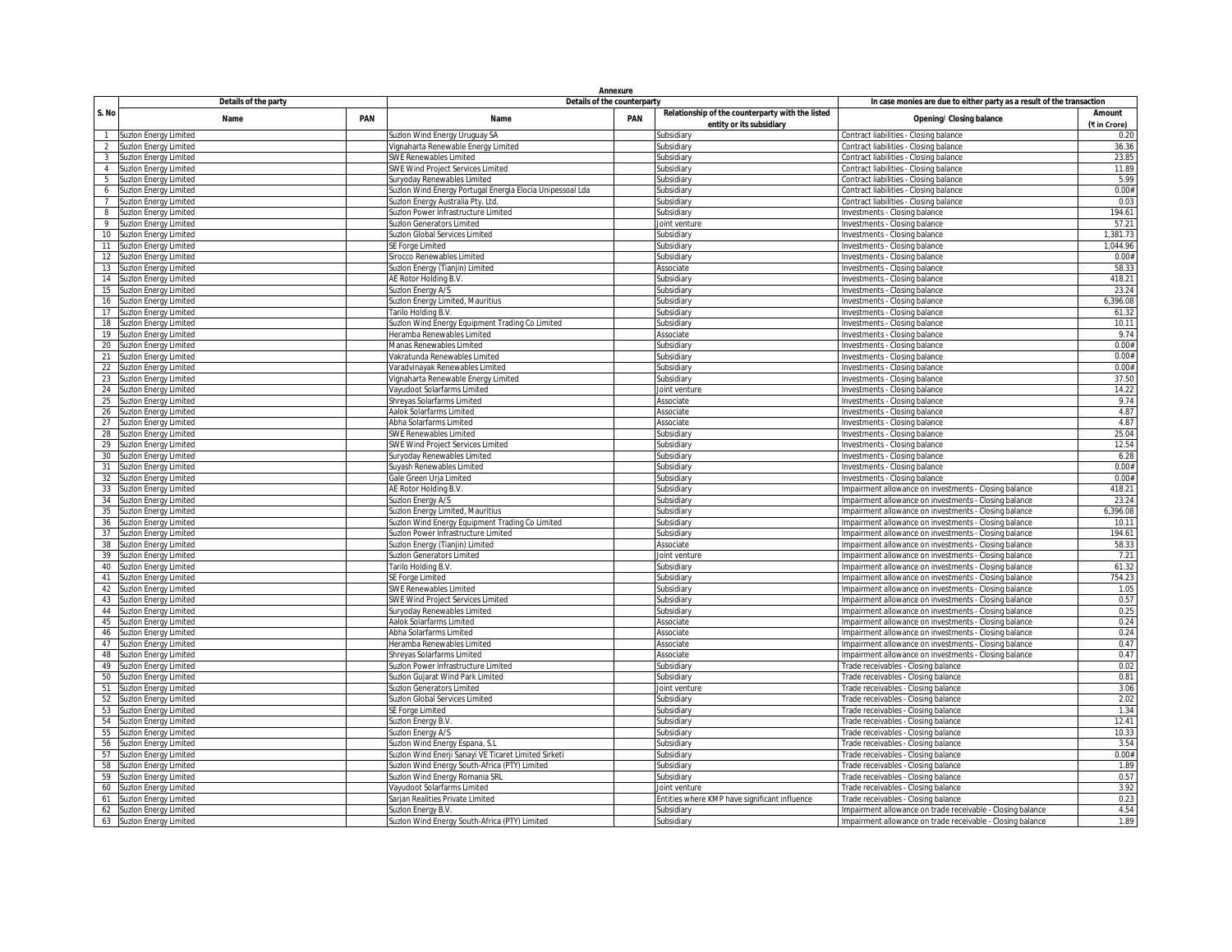**Annexure**

| S. No | Details of the party | | Details of the counterparty | | | In case monies are due to either party as a result of the transaction | |
|---|---|---|---|---|---|---|---|
| | Name | PAN | Name | PAN | Relationship of the counterparty with the listed entity or its subsidiary | Opening/ Closing balance | Amount (₹ in Crore) |
| 1 | Suzlon Energy Limited | | Suzlon Wind Energy Uruguay SA | | Subsidiary | Contract liabilities - Closing balance | 0.20 |
| 2 | Suzlon Energy Limited | | Vignaharta Renewable Energy Limited | | Subsidiary | Contract liabilities - Closing balance | 36.36 |
| 3 | Suzlon Energy Limited | | SWE Renewables Limited | | Subsidiary | Contract liabilities - Closing balance | 23.85 |
| 4 | Suzlon Energy Limited | | SWE Wind Project Services Limited | | Subsidiary | Contract liabilities - Closing balance | 11.89 |
| 5 | Suzlon Energy Limited | | Suryoday Renewables Limited | | Subsidiary | Contract liabilities - Closing balance | 5.99 |
| 6 | Suzlon Energy Limited | | Suzlon Wind Energy Portugal Energia Elocia Unipessoal Lda | | Subsidiary | Contract liabilities - Closing balance | 0.00# |
| 7 | Suzlon Energy Limited | | Suzlon Energy Australia Pty. Ltd. | | Subsidiary | Contract liabilities - Closing balance | 0.03 |
| 8 | Suzlon Energy Limited | | Suzlon Power Infrastructure Limited | | Subsidiary | Investments - Closing balance | 194.61 |
| 9 | Suzlon Energy Limited | | Suzlon Generators Limited | | Joint venture | Investments - Closing balance | 57.21 |
| 10 | Suzlon Energy Limited | | Suzlon Global Services Limited | | Subsidiary | Investments - Closing balance | 1,381.73 |
| 11 | Suzlon Energy Limited | | SE Forge Limited | | Subsidiary | Investments - Closing balance | 1,044.96 |
| 12 | Suzlon Energy Limited | | Sirocco Renewables Limited | | Subsidiary | Investments - Closing balance | 0.00# |
| 13 | Suzlon Energy Limited | | Suzlon Energy (Tianjin) Limited | | Associate | Investments - Closing balance | 58.33 |
| 14 | Suzlon Energy Limited | | AE Rotor Holding B.V. | | Subsidiary | Investments - Closing balance | 418.21 |
| 15 | Suzlon Energy Limited | | Suzlon Energy A/S | | Subsidiary | Investments - Closing balance | 23.24 |
| 16 | Suzlon Energy Limited | | Suzlon Energy Limited, Mauritius | | Subsidiary | Investments - Closing balance | 6,396.08 |
| 17 | Suzlon Energy Limited | | Tarilo Holding B.V. | | Subsidiary | Investments - Closing balance | 61.32 |
| 18 | Suzlon Energy Limited | | Suzlon Wind Energy Equipment Trading Co Limited | | Subsidiary | Investments - Closing balance | 10.11 |
| 19 | Suzlon Energy Limited | | Heramba Renewables Limited | | Associate | Investments - Closing balance | 9.74 |
| 20 | Suzlon Energy Limited | | Manas Renewables Limited | | Subsidiary | Investments - Closing balance | 0.00# |
| 21 | Suzlon Energy Limited | | Vakratunda Renewables Limited | | Subsidiary | Investments - Closing balance | 0.00# |
| 22 | Suzlon Energy Limited | | Varadvinayak Renewables Limited | | Subsidiary | Investments - Closing balance | 0.00# |
| 23 | Suzlon Energy Limited | | Vignaharta Renewable Energy Limited | | Subsidiary | Investments - Closing balance | 37.50 |
| 24 | Suzlon Energy Limited | | Vayudoot Solarfarms Limited | | Joint venture | Investments - Closing balance | 14.22 |
| 25 | Suzlon Energy Limited | | Shreyas Solarfarms Limited | | Associate | Investments - Closing balance | 9.74 |
| 26 | Suzlon Energy Limited | | Aalok Solarfarms Limited | | Associate | Investments - Closing balance | 4.87 |
| 27 | Suzlon Energy Limited | | Abha Solarfarms Limited | | Associate | Investments - Closing balance | 4.87 |
| 28 | Suzlon Energy Limited | | SWE Renewables Limited | | Subsidiary | Investments - Closing balance | 25.04 |
| 29 | Suzlon Energy Limited | | SWE Wind Project Services Limited | | Subsidiary | Investments - Closing balance | 12.54 |
| 30 | Suzlon Energy Limited | | Suryoday Renewables Limited | | Subsidiary | Investments - Closing balance | 6.28 |
| 31 | Suzlon Energy Limited | | Suyash Renewables Limited | | Subsidiary | Investments - Closing balance | 0.00# |
| 32 | Suzlon Energy Limited | | Gale Green Urja Limited | | Subsidiary | Investments - Closing balance | 0.00# |
| 33 | Suzlon Energy Limited | | AE Rotor Holding B.V. | | Subsidiary | Impairment allowance on investments - Closing balance | 418.21 |
| 34 | Suzlon Energy Limited | | Suzlon Energy A/S | | Subsidiary | Impairment allowance on investments - Closing balance | 23.24 |
| 35 | Suzlon Energy Limited | | Suzlon Energy Limited, Mauritius | | Subsidiary | Impairment allowance on investments - Closing balance | 6,396.08 |
| 36 | Suzlon Energy Limited | | Suzlon Wind Energy Equipment Trading Co Limited | | Subsidiary | Impairment allowance on investments - Closing balance | 10.11 |
| 37 | Suzlon Energy Limited | | Suzlon Power Infrastructure Limited | | Subsidiary | Impairment allowance on investments - Closing balance | 194.61 |
| 38 | Suzlon Energy Limited | | Suzlon Energy (Tianjin) Limited | | Associate | Impairment allowance on investments - Closing balance | 58.33 |
| 39 | Suzlon Energy Limited | | Suzlon Generators Limited | | Joint venture | Impairment allowance on investments - Closing balance | 7.21 |
| 40 | Suzlon Energy Limited | | Tarilo Holding B.V. | | Subsidiary | Impairment allowance on investments - Closing balance | 61.32 |
| 41 | Suzlon Energy Limited | | SE Forge Limited | | Subsidiary | Impairment allowance on investments - Closing balance | 754.23 |
| 42 | Suzlon Energy Limited | | SWE Renewables Limited | | Subsidiary | Impairment allowance on investments - Closing balance | 1.05 |
| 43 | Suzlon Energy Limited | | SWE Wind Project Services Limited | | Subsidiary | Impairment allowance on investments - Closing balance | 0.57 |
| 44 | Suzlon Energy Limited | | Suryoday Renewables Limited | | Subsidiary | Impairment allowance on investments - Closing balance | 0.25 |
| 45 | Suzlon Energy Limited | | Aalok Solarfarms Limited | | Associate | Impairment allowance on investments - Closing balance | 0.24 |
| 46 | Suzlon Energy Limited | | Abha Solarfarms Limited | | Associate | Impairment allowance on investments - Closing balance | 0.24 |
| 47 | Suzlon Energy Limited | | Heramba Renewables Limited | | Associate | Impairment allowance on investments - Closing balance | 0.47 |
| 48 | Suzlon Energy Limited | | Shreyas Solarfarms Limited | | Associate | Impairment allowance on investments - Closing balance | 0.47 |
| 49 | Suzlon Energy Limited | | Suzlon Power Infrastructure Limited | | Subsidiary | Trade receivables - Closing balance | 0.02 |
| 50 | Suzlon Energy Limited | | Suzlon Gujarat Wind Park Limited | | Subsidiary | Trade receivables - Closing balance | 0.81 |
| 51 | Suzlon Energy Limited | | Suzlon Generators Limited | | Joint venture | Trade receivables - Closing balance | 3.06 |
| 52 | Suzlon Energy Limited | | Suzlon Global Services Limited | | Subsidiary | Trade receivables - Closing balance | 2.02 |
| 53 | Suzlon Energy Limited | | SE Forge Limited | | Subsidiary | Trade receivables - Closing balance | 1.34 |
| 54 | Suzlon Energy Limited | | Suzlon Energy B.V. | | Subsidiary | Trade receivables - Closing balance | 12.41 |
| 55 | Suzlon Energy Limited | | Suzlon Energy A/S | | Subsidiary | Trade receivables - Closing balance | 10.33 |
| 56 | Suzlon Energy Limited | | Suzlon Wind Energy Espana, S.L | | Subsidiary | Trade receivables - Closing balance | 3.54 |
| 57 | Suzlon Energy Limited | | Suzlon Wind Enerji Sanayi VE Ticaret Limited Sirketi | | Subsidiary | Trade receivables - Closing balance | 0.00# |
| 58 | Suzlon Energy Limited | | Suzlon Wind Energy South-Africa (PTY) Limited | | Subsidiary | Trade receivables - Closing balance | 1.89 |
| 59 | Suzlon Energy Limited | | Suzlon Wind Energy Romania SRL | | Subsidiary | Trade receivables - Closing balance | 0.57 |
| 60 | Suzlon Energy Limited | | Vayudoot Solarfarms Limited | | Joint venture | Trade receivables - Closing balance | 3.92 |
| 61 | Suzlon Energy Limited | | Sarjan Realities Private Limited | | Entities where KMP have significant influence | Trade receivables - Closing balance | 0.23 |
| 62 | Suzlon Energy Limited | | Suzlon Energy B.V. | | Subsidiary | Impairment allowance on trade receivable - Closing balance | 4.54 |
| 63 | Suzlon Energy Limited | | Suzlon Wind Energy South-Africa (PTY) Limited | | Subsidiary | Impairment allowance on trade receivable - Closing balance | 1.89 |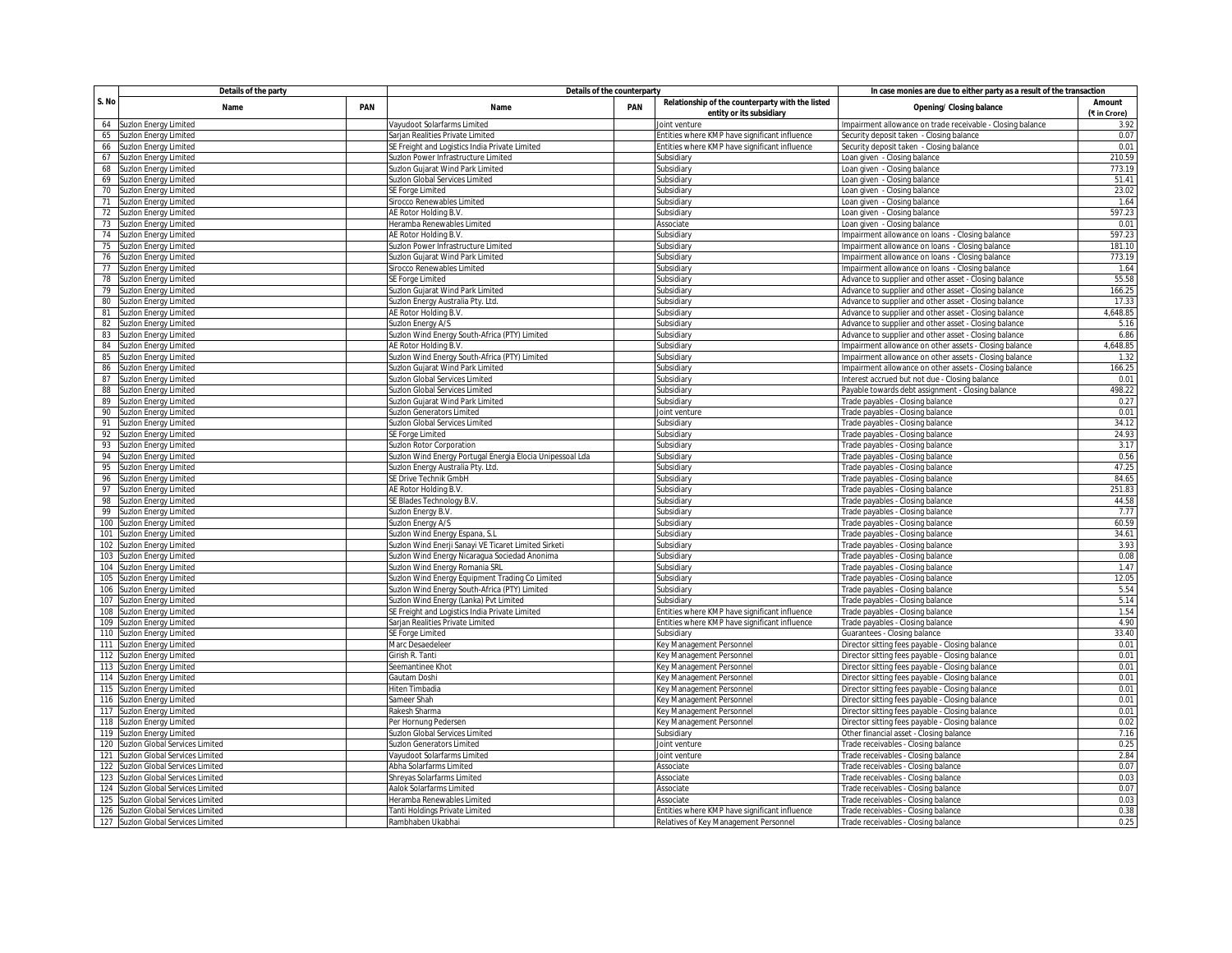| S. No | Details of the party | | Details of the counterparty | | | In case monies are due to either party as a result of the transaction | |
|---|---|---|---|---|---|---|---|
| | Name | PAN | Name | PAN | Relationship of the counterparty with the listed entity or its subsidiary | Opening/ Closing balance | Amount (₹ in Crore) |
| 64 | Suzlon Energy Limited | | Vayudoot Solarfarms Limited | | Joint venture | Impairment allowance on trade receivable - Closing balance | 3.92 |
| 65 | Suzlon Energy Limited | | Sarjan Realities Private Limited | | Entities where KMP have significant influence | Security deposit taken - Closing balance | 0.07 |
| 66 | Suzlon Energy Limited | | SE Freight and Logistics India Private Limited | | Entities where KMP have significant influence | Security deposit taken - Closing balance | 0.01 |
| 67 | Suzlon Energy Limited | | Suzlon Power Infrastructure Limited | | Subsidiary | Loan given - Closing balance | 210.59 |
| 68 | Suzlon Energy Limited | | Suzlon Gujarat Wind Park Limited | | Subsidiary | Loan given - Closing balance | 773.19 |
| 69 | Suzlon Energy Limited | | Suzlon Global Services Limited | | Subsidiary | Loan given - Closing balance | 51.41 |
| 70 | Suzlon Energy Limited | | SE Forge Limited | | Subsidiary | Loan given - Closing balance | 23.02 |
| 71 | Suzlon Energy Limited | | Sirocco Renewables Limited | | Subsidiary | Loan given - Closing balance | 1.64 |
| 72 | Suzlon Energy Limited | | AE Rotor Holding B.V. | | Subsidiary | Loan given - Closing balance | 597.23 |
| 73 | Suzlon Energy Limited | | Heramba Renewables Limited | | Associate | Loan given - Closing balance | 0.01 |
| 74 | Suzlon Energy Limited | | AE Rotor Holding B.V. | | Subsidiary | Impairment allowance on loans - Closing balance | 597.23 |
| 75 | Suzlon Energy Limited | | Suzlon Power Infrastructure Limited | | Subsidiary | Impairment allowance on loans - Closing balance | 181.10 |
| 76 | Suzlon Energy Limited | | Suzlon Gujarat Wind Park Limited | | Subsidiary | Impairment allowance on loans - Closing balance | 773.19 |
| 77 | Suzlon Energy Limited | | Sirocco Renewables Limited | | Subsidiary | Impairment allowance on loans - Closing balance | 1.64 |
| 78 | Suzlon Energy Limited | | SE Forge Limited | | Subsidiary | Advance to supplier and other asset - Closing balance | 55.58 |
| 79 | Suzlon Energy Limited | | Suzlon Gujarat Wind Park Limited | | Subsidiary | Advance to supplier and other asset - Closing balance | 166.25 |
| 80 | Suzlon Energy Limited | | Suzlon Energy Australia Pty. Ltd. | | Subsidiary | Advance to supplier and other asset - Closing balance | 17.33 |
| 81 | Suzlon Energy Limited | | AE Rotor Holding B.V. | | Subsidiary | Advance to supplier and other asset - Closing balance | 4,648.85 |
| 82 | Suzlon Energy Limited | | Suzlon Energy A/S | | Subsidiary | Advance to supplier and other asset - Closing balance | 5.16 |
| 83 | Suzlon Energy Limited | | Suzlon Wind Energy South-Africa (PTY) Limited | | Subsidiary | Advance to supplier and other asset - Closing balance | 6.86 |
| 84 | Suzlon Energy Limited | | AE Rotor Holding B.V. | | Subsidiary | Impairment allowance on other assets - Closing balance | 4,648.85 |
| 85 | Suzlon Energy Limited | | Suzlon Wind Energy South-Africa (PTY) Limited | | Subsidiary | Impairment allowance on other assets - Closing balance | 1.32 |
| 86 | Suzlon Energy Limited | | Suzlon Gujarat Wind Park Limited | | Subsidiary | Impairment allowance on other assets - Closing balance | 166.25 |
| 87 | Suzlon Energy Limited | | Suzlon Global Services Limited | | Subsidiary | Interest accrued but not due - Closing balance | 0.01 |
| 88 | Suzlon Energy Limited | | Suzlon Global Services Limited | | Subsidiary | Payable towards debt assignment - Closing balance | 498.22 |
| 89 | Suzlon Energy Limited | | Suzlon Gujarat Wind Park Limited | | Subsidiary | Trade payables - Closing balance | 0.27 |
| 90 | Suzlon Energy Limited | | Suzlon Generators Limited | | Joint venture | Trade payables - Closing balance | 0.01 |
| 91 | Suzlon Energy Limited | | Suzlon Global Services Limited | | Subsidiary | Trade payables - Closing balance | 34.12 |
| 92 | Suzlon Energy Limited | | SE Forge Limited | | Subsidiary | Trade payables - Closing balance | 24.93 |
| 93 | Suzlon Energy Limited | | Suzlon Rotor Corporation | | Subsidiary | Trade payables - Closing balance | 3.17 |
| 94 | Suzlon Energy Limited | | Suzlon Wind Energy Portugal Energia Elocia Unipessoal Lda | | Subsidiary | Trade payables - Closing balance | 0.56 |
| 95 | Suzlon Energy Limited | | Suzlon Energy Australia Pty. Ltd. | | Subsidiary | Trade payables - Closing balance | 47.25 |
| 96 | Suzlon Energy Limited | | SE Drive Technik GmbH | | Subsidiary | Trade payables - Closing balance | 84.65 |
| 97 | Suzlon Energy Limited | | AE Rotor Holding B.V. | | Subsidiary | Trade payables - Closing balance | 251.83 |
| 98 | Suzlon Energy Limited | | SE Blades Technology B.V. | | Subsidiary | Trade payables - Closing balance | 44.58 |
| 99 | Suzlon Energy Limited | | Suzlon Energy B.V. | | Subsidiary | Trade payables - Closing balance | 7.77 |
| 100 | Suzlon Energy Limited | | Suzlon Energy A/S | | Subsidiary | Trade payables - Closing balance | 60.59 |
| 101 | Suzlon Energy Limited | | Suzlon Wind Energy Espana, S.L | | Subsidiary | Trade payables - Closing balance | 34.61 |
| 102 | Suzlon Energy Limited | | Suzlon Wind Enerji Sanayi VE Ticaret Limited Sirketi | | Subsidiary | Trade payables - Closing balance | 3.93 |
| 103 | Suzlon Energy Limited | | Suzlon Wind Energy Nicaragua Sociedad Anonima | | Subsidiary | Trade payables - Closing balance | 0.08 |
| 104 | Suzlon Energy Limited | | Suzlon Wind Energy Romania SRL | | Subsidiary | Trade payables - Closing balance | 1.47 |
| 105 | Suzlon Energy Limited | | Suzlon Wind Energy Equipment Trading Co Limited | | Subsidiary | Trade payables - Closing balance | 12.05 |
| 106 | Suzlon Energy Limited | | Suzlon Wind Energy South-Africa (PTY) Limited | | Subsidiary | Trade payables - Closing balance | 5.54 |
| 107 | Suzlon Energy Limited | | Suzlon Wind Energy (Lanka) Pvt Limited | | Subsidiary | Trade payables - Closing balance | 5.14 |
| 108 | Suzlon Energy Limited | | SE Freight and Logistics India Private Limited | | Entities where KMP have significant influence | Trade payables - Closing balance | 1.54 |
| 109 | Suzlon Energy Limited | | Sarjan Realities Private Limited | | Entities where KMP have significant influence | Trade payables - Closing balance | 4.90 |
| 110 | Suzlon Energy Limited | | SE Forge Limited | | Subsidiary | Guarantees - Closing balance | 33.40 |
| 111 | Suzlon Energy Limited | | Marc Desaedeleer | | Key Management Personnel | Director sitting fees payable - Closing balance | 0.01 |
| 112 | Suzlon Energy Limited | | Girish R. Tanti | | Key Management Personnel | Director sitting fees payable - Closing balance | 0.01 |
| 113 | Suzlon Energy Limited | | Seemantinee Khot | | Key Management Personnel | Director sitting fees payable - Closing balance | 0.01 |
| 114 | Suzlon Energy Limited | | Gautam Doshi | | Key Management Personnel | Director sitting fees payable - Closing balance | 0.01 |
| 115 | Suzlon Energy Limited | | Hiten Timbadia | | Key Management Personnel | Director sitting fees payable - Closing balance | 0.01 |
| 116 | Suzlon Energy Limited | | Sameer Shah | | Key Management Personnel | Director sitting fees payable - Closing balance | 0.01 |
| 117 | Suzlon Energy Limited | | Rakesh Sharma | | Key Management Personnel | Director sitting fees payable - Closing balance | 0.01 |
| 118 | Suzlon Energy Limited | | Per Hornung Pedersen | | Key Management Personnel | Director sitting fees payable - Closing balance | 0.02 |
| 119 | Suzlon Energy Limited | | Suzlon Global Services Limited | | Subsidiary | Other financial asset - Closing balance | 7.16 |
| 120 | Suzlon Global Services Limited | | Suzlon Generators Limited | | Joint venture | Trade receivables - Closing balance | 0.25 |
| 121 | Suzlon Global Services Limited | | Vayudoot Solarfarms Limited | | Joint venture | Trade receivables - Closing balance | 2.84 |
| 122 | Suzlon Global Services Limited | | Abha Solarfarms Limited | | Associate | Trade receivables - Closing balance | 0.07 |
| 123 | Suzlon Global Services Limited | | Shreyas Solarfarms Limited | | Associate | Trade receivables - Closing balance | 0.03 |
| 124 | Suzlon Global Services Limited | | Aalok Solarfarms Limited | | Associate | Trade receivables - Closing balance | 0.07 |
| 125 | Suzlon Global Services Limited | | Heramba Renewables Limited | | Associate | Trade receivables - Closing balance | 0.03 |
| 126 | Suzlon Global Services Limited | | Tanti Holdings Private Limited | | Entities where KMP have significant influence | Trade receivables - Closing balance | 0.38 |
| 127 | Suzlon Global Services Limited | | Rambhaben Ukabhai | | Relatives of Key Management Personnel | Trade receivables - Closing balance | 0.25 |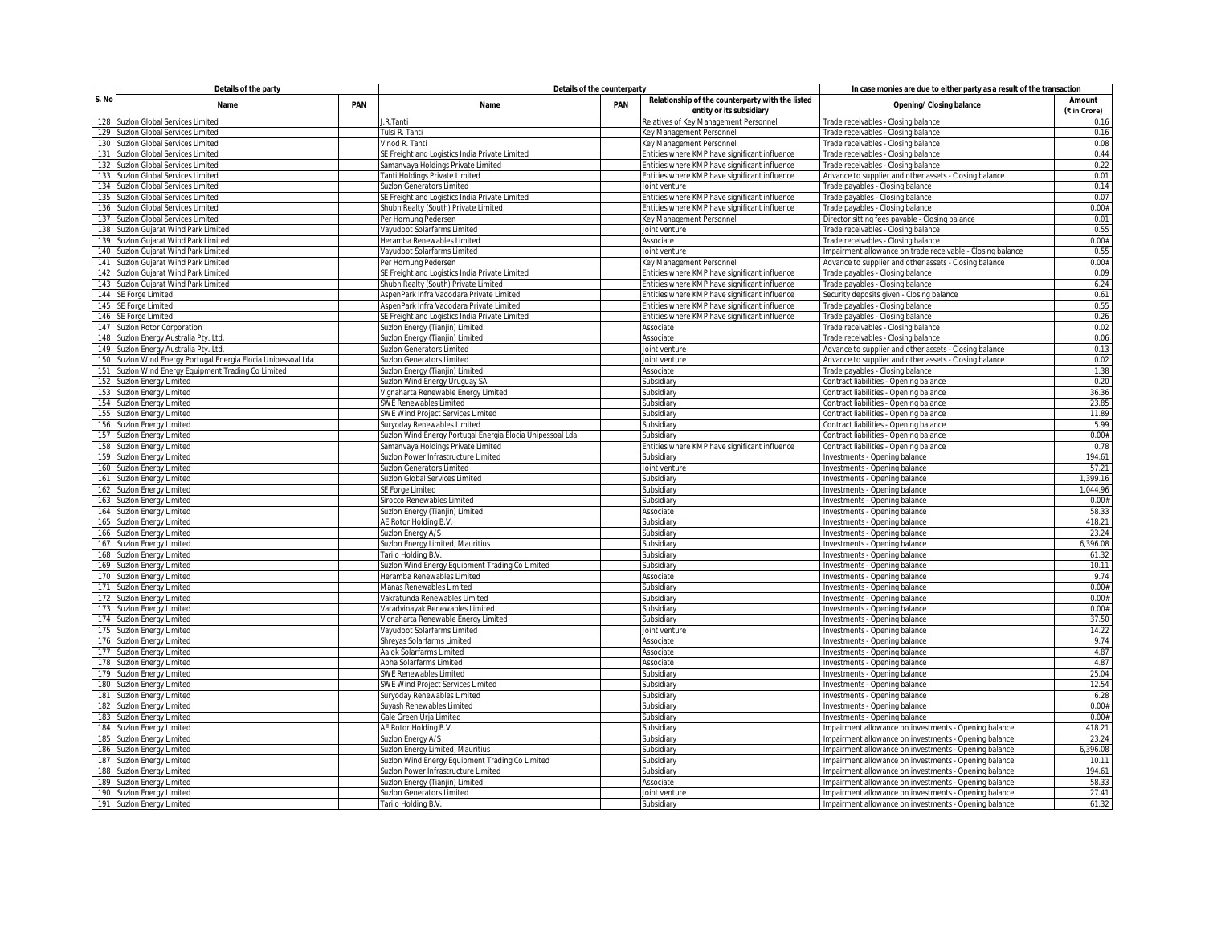| S. No | Details of the party | | Details of the counterparty | | | In case monies are due to either party as a result of the transaction | |
|---|---|---|---|---|---|---|---|
| | Name | PAN | Name | PAN | Relationship of the counterparty with the listed entity or its subsidiary | Opening/ Closing balance | Amount (₹ in Crore) |
| 128 | Suzlon Global Services Limited | | J.R.Tanti | | Relatives of Key Management Personnel | Trade receivables - Closing balance | 0.16 |
| 129 | Suzlon Global Services Limited | | Tulsi R. Tanti | | Key Management Personnel | Trade receivables - Closing balance | 0.16 |
| 130 | Suzlon Global Services Limited | | Vinod R. Tanti | | Key Management Personnel | Trade receivables - Closing balance | 0.08 |
| 131 | Suzlon Global Services Limited | | SE Freight and Logistics India Private Limited | | Entities where KMP have significant influence | Trade receivables - Closing balance | 0.44 |
| 132 | Suzlon Global Services Limited | | Samanvaya Holdings Private Limited | | Entities where KMP have significant influence | Trade receivables - Closing balance | 0.22 |
| 133 | Suzlon Global Services Limited | | Tanti Holdings Private Limited | | Entities where KMP have significant influence | Advance to supplier and other assets - Closing balance | 0.01 |
| 134 | Suzlon Global Services Limited | | Suzlon Generators Limited | | Joint venture | Trade payables - Closing balance | 0.14 |
| 135 | Suzlon Global Services Limited | | SE Freight and Logistics India Private Limited | | Entities where KMP have significant influence | Trade payables - Closing balance | 0.07 |
| 136 | Suzlon Global Services Limited | | Shubh Realty (South) Private Limited | | Entities where KMP have significant influence | Trade payables - Closing balance | 0.00# |
| 137 | Suzlon Global Services Limited | | Per Hornung Pedersen | | Key Management Personnel | Director sitting fees payable - Closing balance | 0.01 |
| 138 | Suzlon Gujarat Wind Park Limited | | Vayudoot Solarfarms Limited | | Joint venture | Trade receivables - Closing balance | 0.55 |
| 139 | Suzlon Gujarat Wind Park Limited | | Heramba Renewables Limited | | Associate | Trade receivables - Closing balance | 0.00# |
| 140 | Suzlon Gujarat Wind Park Limited | | Vayudoot Solarfarms Limited | | Joint venture | Impairment allowance on trade receivable - Closing balance | 0.55 |
| 141 | Suzlon Gujarat Wind Park Limited | | Per Hornung Pedersen | | Key Management Personnel | Advance to supplier and other assets - Closing balance | 0.00# |
| 142 | Suzlon Gujarat Wind Park Limited | | SE Freight and Logistics India Private Limited | | Entities where KMP have significant influence | Trade payables - Closing balance | 0.09 |
| 143 | Suzlon Gujarat Wind Park Limited | | Shubh Realty (South) Private Limited | | Entities where KMP have significant influence | Trade payables - Closing balance | 6.24 |
| 144 | SE Forge Limited | | AspenPark Infra Vadodara Private Limited | | Entities where KMP have significant influence | Security deposits given - Closing balance | 0.61 |
| 145 | SE Forge Limited | | AspenPark Infra Vadodara Private Limited | | Entities where KMP have significant influence | Trade payables - Closing balance | 0.55 |
| 146 | SE Forge Limited | | SE Freight and Logistics India Private Limited | | Entities where KMP have significant influence | Trade payables - Closing balance | 0.26 |
| 147 | Suzlon Rotor Corporation | | Suzlon Energy (Tianjin) Limited | | Associate | Trade receivables - Closing balance | 0.02 |
| 148 | Suzlon Energy Australia Pty. Ltd. | | Suzlon Energy (Tianjin) Limited | | Associate | Trade receivables - Closing balance | 0.06 |
| 149 | Suzlon Energy Australia Pty. Ltd. | | Suzlon Generators Limited | | Joint venture | Advance to supplier and other assets - Closing balance | 0.13 |
| 150 | Suzlon Wind Energy Portugal Energia Elocia Unipessoal Lda | | Suzlon Generators Limited | | Joint venture | Advance to supplier and other assets - Closing balance | 0.02 |
| 151 | Suzlon Wind Energy Equipment Trading Co Limited | | Suzlon Energy (Tianjin) Limited | | Associate | Trade payables - Closing balance | 1.38 |
| 152 | Suzlon Energy Limited | | Suzlon Wind Energy Uruguay SA | | Subsidiary | Contract liabilities - Opening balance | 0.20 |
| 153 | Suzlon Energy Limited | | Vignaharta Renewable Energy Limited | | Subsidiary | Contract liabilities - Opening balance | 36.36 |
| 154 | Suzlon Energy Limited | | SWE Renewables Limited | | Subsidiary | Contract liabilities - Opening balance | 23.85 |
| 155 | Suzlon Energy Limited | | SWE Wind Project Services Limited | | Subsidiary | Contract liabilities - Opening balance | 11.89 |
| 156 | Suzlon Energy Limited | | Suryoday Renewables Limited | | Subsidiary | Contract liabilities - Opening balance | 5.99 |
| 157 | Suzlon Energy Limited | | Suzlon Wind Energy Portugal Energia Elocia Unipessoal Lda | | Subsidiary | Contract liabilities - Opening balance | 0.00# |
| 158 | Suzlon Energy Limited | | Samanvaya Holdings Private Limited | | Entities where KMP have significant influence | Contract liabilities - Opening balance | 0.78 |
| 159 | Suzlon Energy Limited | | Suzlon Power Infrastructure Limited | | Subsidiary | Investments - Opening balance | 194.61 |
| 160 | Suzlon Energy Limited | | Suzlon Generators Limited | | Joint venture | Investments - Opening balance | 57.21 |
| 161 | Suzlon Energy Limited | | Suzlon Global Services Limited | | Subsidiary | Investments - Opening balance | 1,399.16 |
| 162 | Suzlon Energy Limited | | SE Forge Limited | | Subsidiary | Investments - Opening balance | 1,044.96 |
| 163 | Suzlon Energy Limited | | Sirocco Renewables Limited | | Subsidiary | Investments - Opening balance | 0.00# |
| 164 | Suzlon Energy Limited | | Suzlon Energy (Tianjin) Limited | | Associate | Investments - Opening balance | 58.33 |
| 165 | Suzlon Energy Limited | | AE Rotor Holding B.V. | | Subsidiary | Investments - Opening balance | 418.21 |
| 166 | Suzlon Energy Limited | | Suzlon Energy A/S | | Subsidiary | Investments - Opening balance | 23.24 |
| 167 | Suzlon Energy Limited | | Suzlon Energy Limited, Mauritius | | Subsidiary | Investments - Opening balance | 6,396.08 |
| 168 | Suzlon Energy Limited | | Tarilo Holding B.V. | | Subsidiary | Investments - Opening balance | 61.32 |
| 169 | Suzlon Energy Limited | | Suzlon Wind Energy Equipment Trading Co Limited | | Subsidiary | Investments - Opening balance | 10.11 |
| 170 | Suzlon Energy Limited | | Heramba Renewables Limited | | Associate | Investments - Opening balance | 9.74 |
| 171 | Suzlon Energy Limited | | Manas Renewables Limited | | Subsidiary | Investments - Opening balance | 0.00# |
| 172 | Suzlon Energy Limited | | Vakratunda Renewables Limited | | Subsidiary | Investments - Opening balance | 0.00# |
| 173 | Suzlon Energy Limited | | Varadvinayak Renewables Limited | | Subsidiary | Investments - Opening balance | 0.00# |
| 174 | Suzlon Energy Limited | | Vignaharta Renewable Energy Limited | | Subsidiary | Investments - Opening balance | 37.50 |
| 175 | Suzlon Energy Limited | | Vayudoot Solarfarms Limited | | Joint venture | Investments - Opening balance | 14.22 |
| 176 | Suzlon Energy Limited | | Shreyas Solarfarms Limited | | Associate | Investments - Opening balance | 9.74 |
| 177 | Suzlon Energy Limited | | Aalok Solarfarms Limited | | Associate | Investments - Opening balance | 4.87 |
| 178 | Suzlon Energy Limited | | Abha Solarfarms Limited | | Associate | Investments - Opening balance | 4.87 |
| 179 | Suzlon Energy Limited | | SWE Renewables Limited | | Subsidiary | Investments - Opening balance | 25.04 |
| 180 | Suzlon Energy Limited | | SWE Wind Project Services Limited | | Subsidiary | Investments - Opening balance | 12.54 |
| 181 | Suzlon Energy Limited | | Suryoday Renewables Limited | | Subsidiary | Investments - Opening balance | 6.28 |
| 182 | Suzlon Energy Limited | | Suyash Renewables Limited | | Subsidiary | Investments - Opening balance | 0.00# |
| 183 | Suzlon Energy Limited | | Gale Green Urja Limited | | Subsidiary | Investments - Opening balance | 0.00# |
| 184 | Suzlon Energy Limited | | AE Rotor Holding B.V. | | Subsidiary | Impairment allowance on investments - Opening balance | 418.21 |
| 185 | Suzlon Energy Limited | | Suzlon Energy A/S | | Subsidiary | Impairment allowance on investments - Opening balance | 23.24 |
| 186 | Suzlon Energy Limited | | Suzlon Energy Limited, Mauritius | | Subsidiary | Impairment allowance on investments - Opening balance | 6,396.08 |
| 187 | Suzlon Energy Limited | | Suzlon Wind Energy Equipment Trading Co Limited | | Subsidiary | Impairment allowance on investments - Opening balance | 10.11 |
| 188 | Suzlon Energy Limited | | Suzlon Power Infrastructure Limited | | Subsidiary | Impairment allowance on investments - Opening balance | 194.61 |
| 189 | Suzlon Energy Limited | | Suzlon Energy (Tianjin) Limited | | Associate | Impairment allowance on investments - Opening balance | 58.33 |
| 190 | Suzlon Energy Limited | | Suzlon Generators Limited | | Joint venture | Impairment allowance on investments - Opening balance | 27.41 |
| 191 | Suzlon Energy Limited | | Tarilo Holding B.V. | | Subsidiary | Impairment allowance on investments - Opening balance | 61.32 |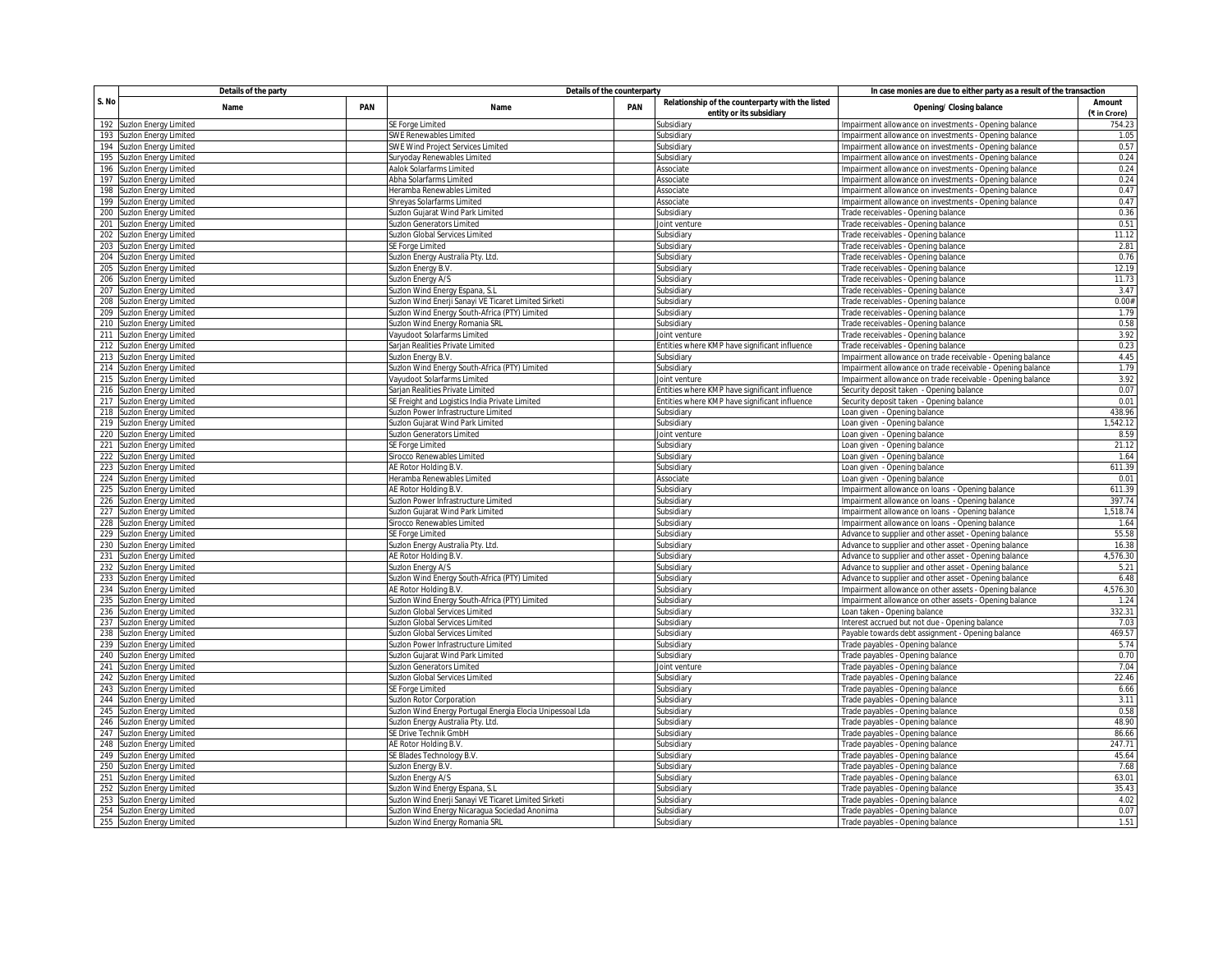| S. No | Details of the party | | Details of the counterparty | | | In case monies are due to either party as a result of the transaction | |
|---|---|---|---|---|---|---|---|
| | Name | PAN | Name | PAN | Relationship of the counterparty with the listed entity or its subsidiary | Opening/ Closing balance | Amount (₹ in Crore) |
| 192 | Suzlon Energy Limited | | SE Forge Limited | | Subsidiary | Impairment allowance on investments - Opening balance | 754.23 |
| 193 | Suzlon Energy Limited | | SWE Renewables Limited | | Subsidiary | Impairment allowance on investments - Opening balance | 1.05 |
| 194 | Suzlon Energy Limited | | SWE Wind Project Services Limited | | Subsidiary | Impairment allowance on investments - Opening balance | 0.57 |
| 195 | Suzlon Energy Limited | | Suryoday Renewables Limited | | Subsidiary | Impairment allowance on investments - Opening balance | 0.24 |
| 196 | Suzlon Energy Limited | | Aalok Solarfarms Limited | | Associate | Impairment allowance on investments - Opening balance | 0.24 |
| 197 | Suzlon Energy Limited | | Abha Solarfarms Limited | | Associate | Impairment allowance on investments - Opening balance | 0.24 |
| 198 | Suzlon Energy Limited | | Heramba Renewables Limited | | Associate | Impairment allowance on investments - Opening balance | 0.47 |
| 199 | Suzlon Energy Limited | | Shreyas Solarfarms Limited | | Associate | Impairment allowance on investments - Opening balance | 0.47 |
| 200 | Suzlon Energy Limited | | Suzlon Gujarat Wind Park Limited | | Subsidiary | Trade receivables - Opening balance | 0.36 |
| 201 | Suzlon Energy Limited | | Suzlon Generators Limited | | Joint venture | Trade receivables - Opening balance | 0.51 |
| 202 | Suzlon Energy Limited | | Suzlon Global Services Limited | | Subsidiary | Trade receivables - Opening balance | 11.12 |
| 203 | Suzlon Energy Limited | | SE Forge Limited | | Subsidiary | Trade receivables - Opening balance | 2.81 |
| 204 | Suzlon Energy Limited | | Suzlon Energy Australia Pty. Ltd. | | Subsidiary | Trade receivables - Opening balance | 0.76 |
| 205 | Suzlon Energy Limited | | Suzlon Energy B.V. | | Subsidiary | Trade receivables - Opening balance | 12.19 |
| 206 | Suzlon Energy Limited | | Suzlon Energy A/S | | Subsidiary | Trade receivables - Opening balance | 11.73 |
| 207 | Suzlon Energy Limited | | Suzlon Wind Energy Espana, S.L | | Subsidiary | Trade receivables - Opening balance | 3.47 |
| 208 | Suzlon Energy Limited | | Suzlon Wind Enerji Sanayi VE Ticaret Limited Sirketi | | Subsidiary | Trade receivables - Opening balance | 0.00# |
| 209 | Suzlon Energy Limited | | Suzlon Wind Energy South-Africa (PTY) Limited | | Subsidiary | Trade receivables - Opening balance | 1.79 |
| 210 | Suzlon Energy Limited | | Suzlon Wind Energy Romania SRL | | Subsidiary | Trade receivables - Opening balance | 0.58 |
| 211 | Suzlon Energy Limited | | Vayudoot Solarfarms Limited | | Joint venture | Trade receivables - Opening balance | 3.92 |
| 212 | Suzlon Energy Limited | | Sarjan Realities Private Limited | | Entities where KMP have significant influence | Trade receivables - Opening balance | 0.23 |
| 213 | Suzlon Energy Limited | | Suzlon Energy B.V. | | Subsidiary | Impairment allowance on trade receivable - Opening balance | 4.45 |
| 214 | Suzlon Energy Limited | | Suzlon Wind Energy South-Africa (PTY) Limited | | Subsidiary | Impairment allowance on trade receivable - Opening balance | 1.79 |
| 215 | Suzlon Energy Limited | | Vayudoot Solarfarms Limited | | Joint venture | Impairment allowance on trade receivable - Opening balance | 3.92 |
| 216 | Suzlon Energy Limited | | Sarjan Realities Private Limited | | Entities where KMP have significant influence | Security deposit taken - Opening balance | 0.07 |
| 217 | Suzlon Energy Limited | | SE Freight and Logistics India Private Limited | | Entities where KMP have significant influence | Security deposit taken - Opening balance | 0.01 |
| 218 | Suzlon Energy Limited | | Suzlon Power Infrastructure Limited | | Subsidiary | Loan given - Opening balance | 438.96 |
| 219 | Suzlon Energy Limited | | Suzlon Gujarat Wind Park Limited | | Subsidiary | Loan given - Opening balance | 1,542.12 |
| 220 | Suzlon Energy Limited | | Suzlon Generators Limited | | Joint venture | Loan given - Opening balance | 8.59 |
| 221 | Suzlon Energy Limited | | SE Forge Limited | | Subsidiary | Loan given - Opening balance | 21.12 |
| 222 | Suzlon Energy Limited | | Sirocco Renewables Limited | | Subsidiary | Loan given - Opening balance | 1.64 |
| 223 | Suzlon Energy Limited | | AE Rotor Holding B.V. | | Subsidiary | Loan given - Opening balance | 611.39 |
| 224 | Suzlon Energy Limited | | Heramba Renewables Limited | | Associate | Loan given - Opening balance | 0.01 |
| 225 | Suzlon Energy Limited | | AE Rotor Holding B.V. | | Subsidiary | Impairment allowance on loans - Opening balance | 611.39 |
| 226 | Suzlon Energy Limited | | Suzlon Power Infrastructure Limited | | Subsidiary | Impairment allowance on loans - Opening balance | 397.74 |
| 227 | Suzlon Energy Limited | | Suzlon Gujarat Wind Park Limited | | Subsidiary | Impairment allowance on loans - Opening balance | 1,518.74 |
| 228 | Suzlon Energy Limited | | Sirocco Renewables Limited | | Subsidiary | Impairment allowance on loans - Opening balance | 1.64 |
| 229 | Suzlon Energy Limited | | SE Forge Limited | | Subsidiary | Advance to supplier and other asset - Opening balance | 55.58 |
| 230 | Suzlon Energy Limited | | Suzlon Energy Australia Pty. Ltd. | | Subsidiary | Advance to supplier and other asset - Opening balance | 16.38 |
| 231 | Suzlon Energy Limited | | AE Rotor Holding B.V. | | Subsidiary | Advance to supplier and other asset - Opening balance | 4,576.30 |
| 232 | Suzlon Energy Limited | | Suzlon Energy A/S | | Subsidiary | Advance to supplier and other asset - Opening balance | 5.21 |
| 233 | Suzlon Energy Limited | | Suzlon Wind Energy South-Africa (PTY) Limited | | Subsidiary | Advance to supplier and other asset - Opening balance | 6.48 |
| 234 | Suzlon Energy Limited | | AE Rotor Holding B.V. | | Subsidiary | Impairment allowance on other assets - Opening balance | 4,576.30 |
| 235 | Suzlon Energy Limited | | Suzlon Wind Energy South-Africa (PTY) Limited | | Subsidiary | Impairment allowance on other assets - Opening balance | 1.24 |
| 236 | Suzlon Energy Limited | | Suzlon Global Services Limited | | Subsidiary | Loan taken - Opening balance | 332.31 |
| 237 | Suzlon Energy Limited | | Suzlon Global Services Limited | | Subsidiary | Interest accrued but not due - Opening balance | 7.03 |
| 238 | Suzlon Energy Limited | | Suzlon Global Services Limited | | Subsidiary | Payable towards debt assignment - Opening balance | 469.57 |
| 239 | Suzlon Energy Limited | | Suzlon Power Infrastructure Limited | | Subsidiary | Trade payables - Opening balance | 5.74 |
| 240 | Suzlon Energy Limited | | Suzlon Gujarat Wind Park Limited | | Subsidiary | Trade payables - Opening balance | 0.70 |
| 241 | Suzlon Energy Limited | | Suzlon Generators Limited | | Joint venture | Trade payables - Opening balance | 7.04 |
| 242 | Suzlon Energy Limited | | Suzlon Global Services Limited | | Subsidiary | Trade payables - Opening balance | 22.46 |
| 243 | Suzlon Energy Limited | | SE Forge Limited | | Subsidiary | Trade payables - Opening balance | 6.66 |
| 244 | Suzlon Energy Limited | | Suzlon Rotor Corporation | | Subsidiary | Trade payables - Opening balance | 3.11 |
| 245 | Suzlon Energy Limited | | Suzlon Wind Energy Portugal Energia Elocia Unipessoal Lda | | Subsidiary | Trade payables - Opening balance | 0.58 |
| 246 | Suzlon Energy Limited | | Suzlon Energy Australia Pty. Ltd. | | Subsidiary | Trade payables - Opening balance | 48.90 |
| 247 | Suzlon Energy Limited | | SE Drive Technik GmbH | | Subsidiary | Trade payables - Opening balance | 86.66 |
| 248 | Suzlon Energy Limited | | AE Rotor Holding B.V. | | Subsidiary | Trade payables - Opening balance | 247.71 |
| 249 | Suzlon Energy Limited | | SE Blades Technology B.V. | | Subsidiary | Trade payables - Opening balance | 45.64 |
| 250 | Suzlon Energy Limited | | Suzlon Energy B.V. | | Subsidiary | Trade payables - Opening balance | 7.68 |
| 251 | Suzlon Energy Limited | | Suzlon Energy A/S | | Subsidiary | Trade payables - Opening balance | 63.01 |
| 252 | Suzlon Energy Limited | | Suzlon Wind Energy Espana, S.L | | Subsidiary | Trade payables - Opening balance | 35.43 |
| 253 | Suzlon Energy Limited | | Suzlon Wind Enerji Sanayi VE Ticaret Limited Sirketi | | Subsidiary | Trade payables - Opening balance | 4.02 |
| 254 | Suzlon Energy Limited | | Suzlon Wind Energy Nicaragua Sociedad Anonima | | Subsidiary | Trade payables - Opening balance | 0.07 |
| 255 | Suzlon Energy Limited | | Suzlon Wind Energy Romania SRL | | Subsidiary | Trade payables - Opening balance | 1.51 |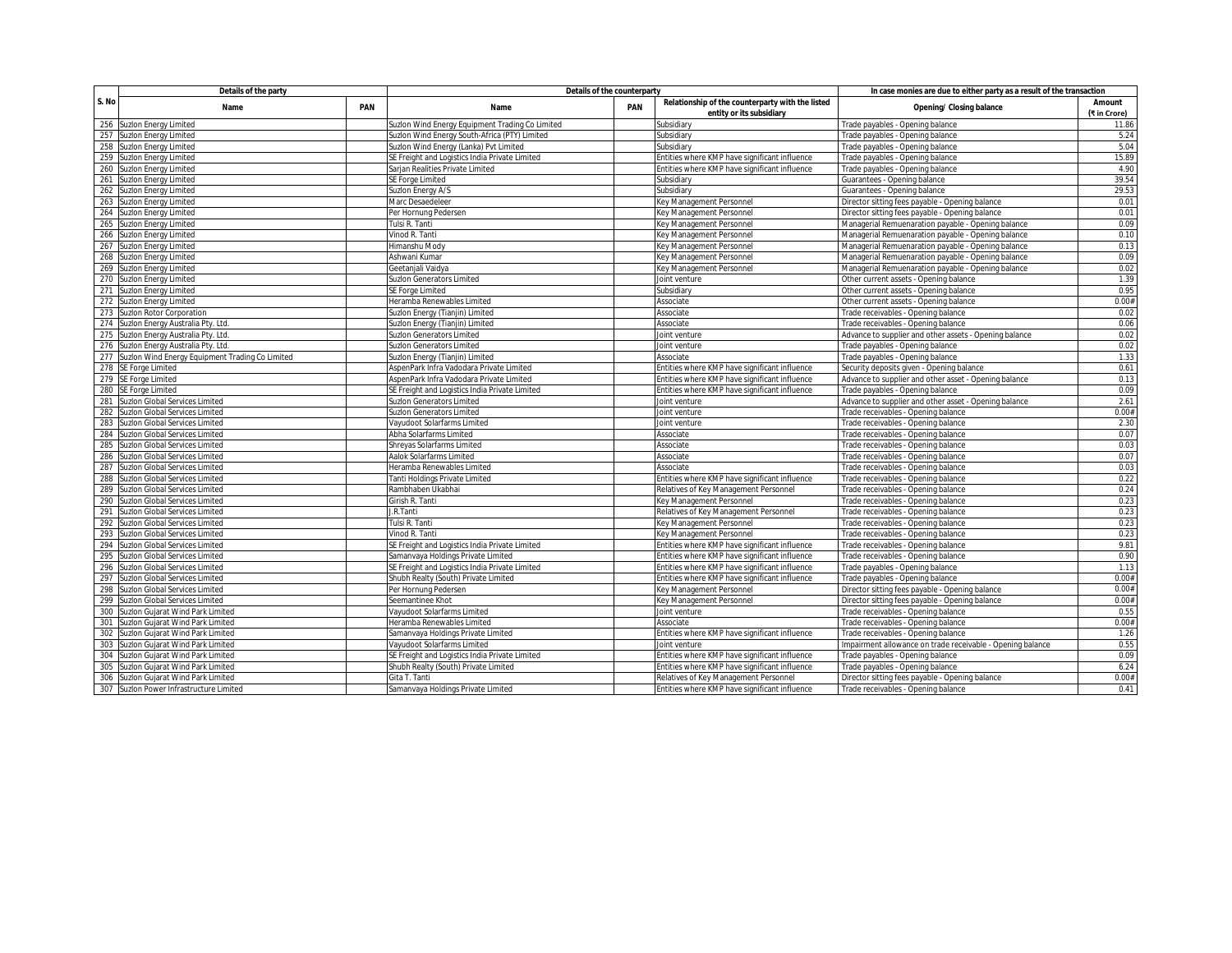| S. No | Details of the party | | Details of the counterparty | | | In case monies are due to either party as a result of the transaction | |
|---|---|---|---|---|---|---|---|
| | Name | PAN | Name | PAN | Relationship of the counterparty with the listed entity or its subsidiary | Opening/ Closing balance | Amount (₹ in Crore) |
| 256 | Suzlon Energy Limited | | Suzlon Wind Energy Equipment Trading Co Limited | | Subsidiary | Trade payables - Opening balance | 11.86 |
| 257 | Suzlon Energy Limited | | Suzlon Wind Energy South-Africa (PTY) Limited | | Subsidiary | Trade payables - Opening balance | 5.24 |
| 258 | Suzlon Energy Limited | | Suzlon Wind Energy (Lanka) Pvt Limited | | Subsidiary | Trade payables - Opening balance | 5.04 |
| 259 | Suzlon Energy Limited | | SE Freight and Logistics India Private Limited | | Entities where KMP have significant influence | Trade payables - Opening balance | 15.89 |
| 260 | Suzlon Energy Limited | | Sarjan Realities Private Limited | | Entities where KMP have significant influence | Trade payables - Opening balance | 4.90 |
| 261 | Suzlon Energy Limited | | SE Forge Limited | | Subsidiary | Guarantees - Opening balance | 39.54 |
| 262 | Suzlon Energy Limited | | Suzlon Energy A/S | | Subsidiary | Guarantees - Opening balance | 29.53 |
| 263 | Suzlon Energy Limited | | Marc Desaedeleer | | Key Management Personnel | Director sitting fees payable - Opening balance | 0.01 |
| 264 | Suzlon Energy Limited | | Per Hornung Pedersen | | Key Management Personnel | Director sitting fees payable - Opening balance | 0.01 |
| 265 | Suzlon Energy Limited | | Tulsi R. Tanti | | Key Management Personnel | Managerial Remuenaration payable - Opening balance | 0.09 |
| 266 | Suzlon Energy Limited | | Vinod R. Tanti | | Key Management Personnel | Managerial Remuenaration payable - Opening balance | 0.10 |
| 267 | Suzlon Energy Limited | | Himanshu Mody | | Key Management Personnel | Managerial Remuenaration payable - Opening balance | 0.13 |
| 268 | Suzlon Energy Limited | | Ashwani Kumar | | Key Management Personnel | Managerial Remuenaration payable - Opening balance | 0.09 |
| 269 | Suzlon Energy Limited | | Geetanjali Vaidya | | Key Management Personnel | Managerial Remuenaration payable - Opening balance | 0.02 |
| 270 | Suzlon Energy Limited | | Suzlon Generators Limited | | Joint venture | Other current assets - Opening balance | 1.39 |
| 271 | Suzlon Energy Limited | | SE Forge Limited | | Subsidiary | Other current assets - Opening balance | 0.95 |
| 272 | Suzlon Energy Limited | | Heramba Renewables Limited | | Associate | Other current assets - Opening balance | 0.00# |
| 273 | Suzlon Rotor Corporation | | Suzlon Energy (Tianjin) Limited | | Associate | Trade receivables - Opening balance | 0.02 |
| 274 | Suzlon Energy Australia Pty. Ltd. | | Suzlon Energy (Tianjin) Limited | | Associate | Trade receivables - Opening balance | 0.06 |
| 275 | Suzlon Energy Australia Pty. Ltd. | | Suzlon Generators Limited | | Joint venture | Advance to supplier and other assets - Opening balance | 0.02 |
| 276 | Suzlon Energy Australia Pty. Ltd. | | Suzlon Generators Limited | | Joint venture | Trade payables - Opening balance | 0.02 |
| 277 | Suzlon Wind Energy Equipment Trading Co Limited | | Suzlon Energy (Tianjin) Limited | | Associate | Trade payables - Opening balance | 1.33 |
| 278 | SE Forge Limited | | AspenPark Infra Vadodara Private Limited | | Entities where KMP have significant influence | Security deposits given - Opening balance | 0.61 |
| 279 | SE Forge Limited | | AspenPark Infra Vadodara Private Limited | | Entities where KMP have significant influence | Advance to supplier and other asset - Opening balance | 0.13 |
| 280 | SE Forge Limited | | SE Freight and Logistics India Private Limited | | Entities where KMP have significant influence | Trade payables - Opening balance | 0.09 |
| 281 | Suzlon Global Services Limited | | Suzlon Generators Limited | | Joint venture | Advance to supplier and other asset - Opening balance | 2.61 |
| 282 | Suzlon Global Services Limited | | Suzlon Generators Limited | | Joint venture | Trade receivables - Opening balance | 0.00# |
| 283 | Suzlon Global Services Limited | | Vayudoot Solarfarms Limited | | Joint venture | Trade receivables - Opening balance | 2.30 |
| 284 | Suzlon Global Services Limited | | Abha Solarfarms Limited | | Associate | Trade receivables - Opening balance | 0.07 |
| 285 | Suzlon Global Services Limited | | Shreyas Solarfarms Limited | | Associate | Trade receivables - Opening balance | 0.03 |
| 286 | Suzlon Global Services Limited | | Aalok Solarfarms Limited | | Associate | Trade receivables - Opening balance | 0.07 |
| 287 | Suzlon Global Services Limited | | Heramba Renewables Limited | | Associate | Trade receivables - Opening balance | 0.03 |
| 288 | Suzlon Global Services Limited | | Tanti Holdings Private Limited | | Entities where KMP have significant influence | Trade receivables - Opening balance | 0.22 |
| 289 | Suzlon Global Services Limited | | Rambhaben Ukabhai | | Relatives of Key Management Personnel | Trade receivables - Opening balance | 0.24 |
| 290 | Suzlon Global Services Limited | | Girish R. Tanti | | Key Management Personnel | Trade receivables - Opening balance | 0.23 |
| 291 | Suzlon Global Services Limited | | J.R.Tanti | | Relatives of Key Management Personnel | Trade receivables - Opening balance | 0.23 |
| 292 | Suzlon Global Services Limited | | Tulsi R. Tanti | | Key Management Personnel | Trade receivables - Opening balance | 0.23 |
| 293 | Suzlon Global Services Limited | | Vinod R. Tanti | | Key Management Personnel | Trade receivables - Opening balance | 0.23 |
| 294 | Suzlon Global Services Limited | | SE Freight and Logistics India Private Limited | | Entities where KMP have significant influence | Trade receivables - Opening balance | 9.81 |
| 295 | Suzlon Global Services Limited | | Samanvaya Holdings Private Limited | | Entities where KMP have significant influence | Trade receivables - Opening balance | 0.90 |
| 296 | Suzlon Global Services Limited | | SE Freight and Logistics India Private Limited | | Entities where KMP have significant influence | Trade payables - Opening balance | 1.13 |
| 297 | Suzlon Global Services Limited | | Shubh Realty (South) Private Limited | | Entities where KMP have significant influence | Trade payables - Opening balance | 0.00# |
| 298 | Suzlon Global Services Limited | | Per Hornung Pedersen | | Key Management Personnel | Director sitting fees payable - Opening balance | 0.00# |
| 299 | Suzlon Global Services Limited | | Seemantinee Khot | | Key Management Personnel | Director sitting fees payable - Opening balance | 0.00# |
| 300 | Suzlon Gujarat Wind Park Limited | | Vayudoot Solarfarms Limited | | Joint venture | Trade receivables - Opening balance | 0.55 |
| 301 | Suzlon Gujarat Wind Park Limited | | Heramba Renewables Limited | | Associate | Trade receivables - Opening balance | 0.00# |
| 302 | Suzlon Gujarat Wind Park Limited | | Samanvaya Holdings Private Limited | | Entities where KMP have significant influence | Trade receivables - Opening balance | 1.26 |
| 303 | Suzlon Gujarat Wind Park Limited | | Vayudoot Solarfarms Limited | | Joint venture | Impairment allowance on trade receivable - Opening balance | 0.55 |
| 304 | Suzlon Gujarat Wind Park Limited | | SE Freight and Logistics India Private Limited | | Entities where KMP have significant influence | Trade payables - Opening balance | 0.09 |
| 305 | Suzlon Gujarat Wind Park Limited | | Shubh Realty (South) Private Limited | | Entities where KMP have significant influence | Trade payables - Opening balance | 6.24 |
| 306 | Suzlon Gujarat Wind Park Limited | | Gita T. Tanti | | Relatives of Key Management Personnel | Director sitting fees payable - Opening balance | 0.00# |
| 307 | Suzlon Power Infrastructure Limited | | Samanvaya Holdings Private Limited | | Entities where KMP have significant influence | Trade receivables - Opening balance | 0.41 |